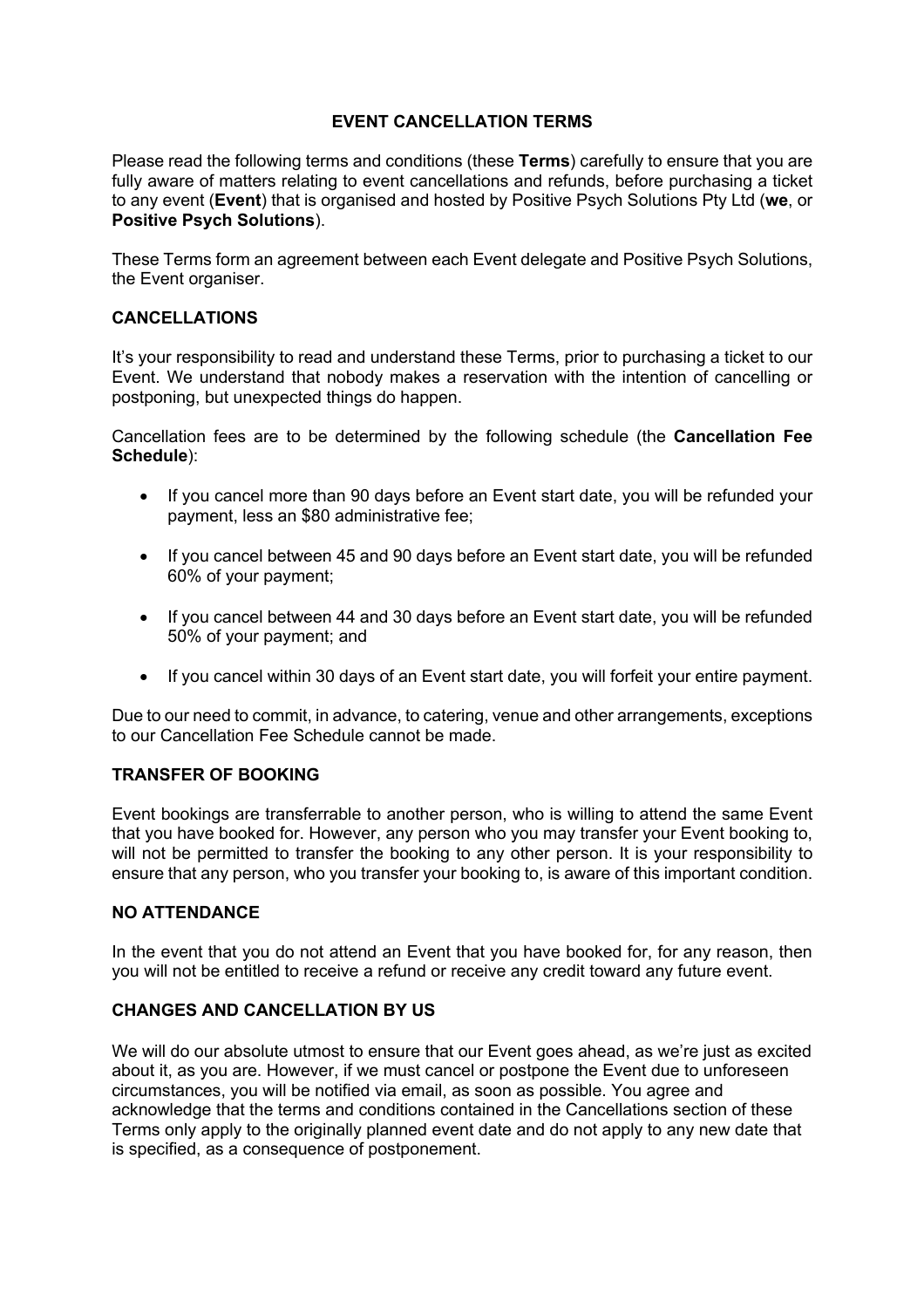# EVENT CANCELLATION TERMS

Please read the following terms and conditions (these **Terms**) carefully to ensure that you are fully aware of matters relating to event cancellations and refunds, before purchasing a ticket to any event (**Event**) that is organised and hosted by Positive Psych Solutions Pty Ltd (**we**, or **Positive Psych Solutions**).

These Terms form an agreement between each Event delegate and Positive Psych Solutions, the Event organiser.

## CANCELLATIONS

It's your responsibility to read and understand these Terms, prior to purchasing a ticket to our Event. We understand that nobody makes a reservation with the intention of cancelling or postponing, but unexpected things do happen.

Cancellation fees are to be determined by the following schedule (the **Cancellation Fee Schedule**):

- If you cancel more than 90 days before an Event start date, you will be refunded your payment, less an $80 administrative fee;
- If you cancel between 45 and 90 days before an Event start date, you will be refunded 60% of your payment;
- If you cancel between 44 and 30 days before an Event start date, you will be refunded 50% of your payment; and
- If you cancel within 30 days of an Event start date, you will forfeit your entire payment.

Due to our need to commit, in advance, to catering, venue and other arrangements, exceptions to our Cancellation Fee Schedule cannot be made.

## TRANSFER OF BOOKING

Event bookings are transferrable to another person, who is willing to attend the same Event that you have booked for. However, any person who you may transfer your Event booking to, will not be permitted to transfer the booking to any other person. It is your responsibility to ensure that any person, who you transfer your booking to, is aware of this important condition.

## NO ATTENDANCE

In the event that you do not attend an Event that you have booked for, for any reason, then you will not be entitled to receive a refund or receive any credit toward any future event.

## CHANGES AND CANCELLATION BY US

We will do our absolute utmost to ensure that our Event goes ahead, as we're just as excited about it, as you are. However, if we must cancel or postpone the Event due to unforeseen circumstances, you will be notified via email, as soon as possible. You agree and acknowledge that the terms and conditions contained in the Cancellations section of these Terms only apply to the originally planned event date and do not apply to any new date that is specified, as a consequence of postponement.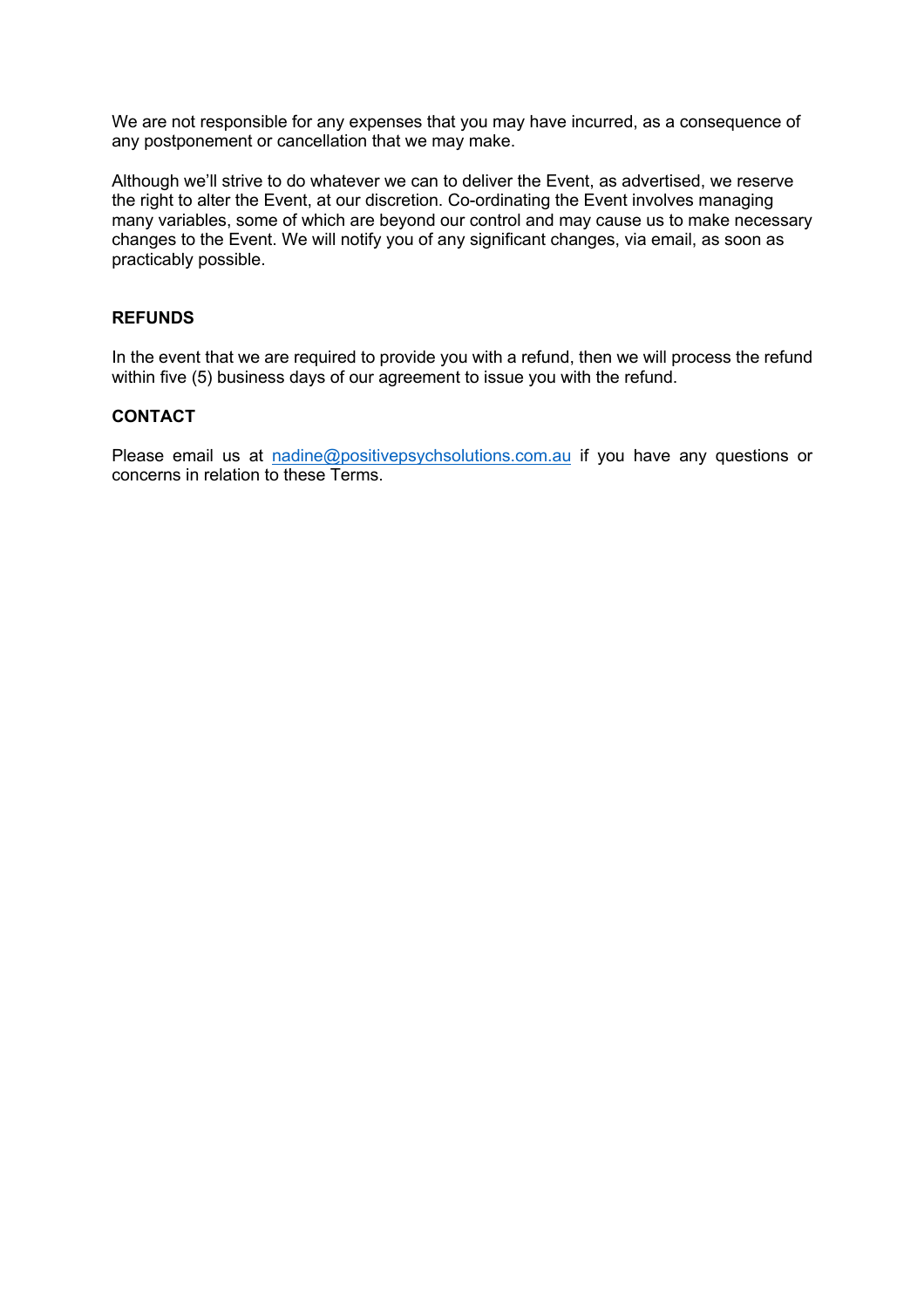We are not responsible for any expenses that you may have incurred, as a consequence of any postponement or cancellation that we may make.

Although we'll strive to do whatever we can to deliver the Event, as advertised, we reserve the right to alter the Event, at our discretion. Co-ordinating the Event involves managing many variables, some of which are beyond our control and may cause us to make necessary changes to the Event. We will notify you of any significant changes, via email, as soon as practicably possible.

## REFUNDS

In the event that we are required to provide you with a refund, then we will process the refund within five (5) business days of our agreement to issue you with the refund.

## CONTACT

Please email us at nadine@positivepsychsolutions.com.au if you have any questions or concerns in relation to these Terms.